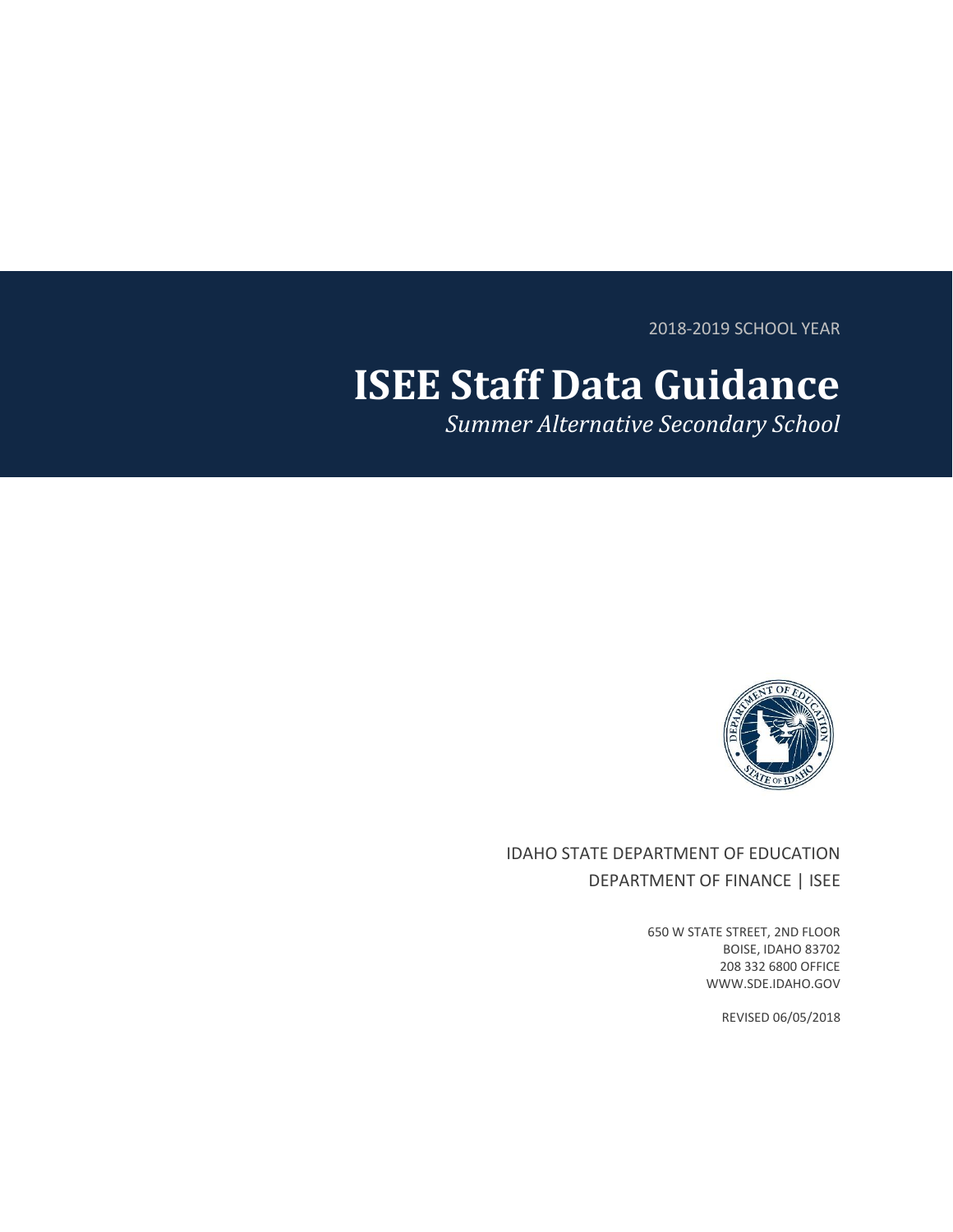2018-2019 SCHOOL YEAR

# ISEE Staff Data Guidance

*Summer Alternative Secondary School*

IDAHO STATE DEPARTMENT OF EDUCATION
DEPARTMENT OF FINANCE | ISEE

650 W STATE STREET, 2ND FLOOR
BOISE, IDAHO 83702
208 332 6800 OFFICE
WWW.SDE.IDAHO.GOV

REVISED 06/05/2018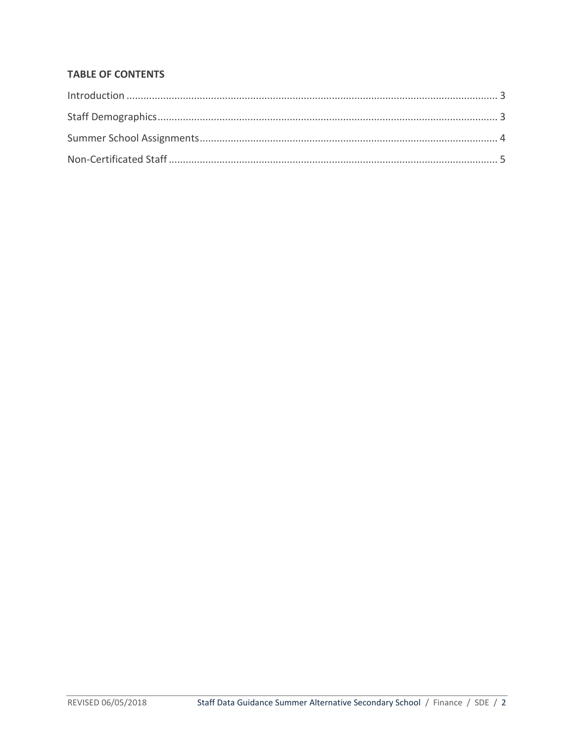**TABLE OF CONTENTS**

Introduction .................................................................................................................................... 3

Staff Demographics......................................................................................................................... 3

Summer School Assignments......................................................................................................... 4

Non-Certificated Staff .................................................................................................................... 5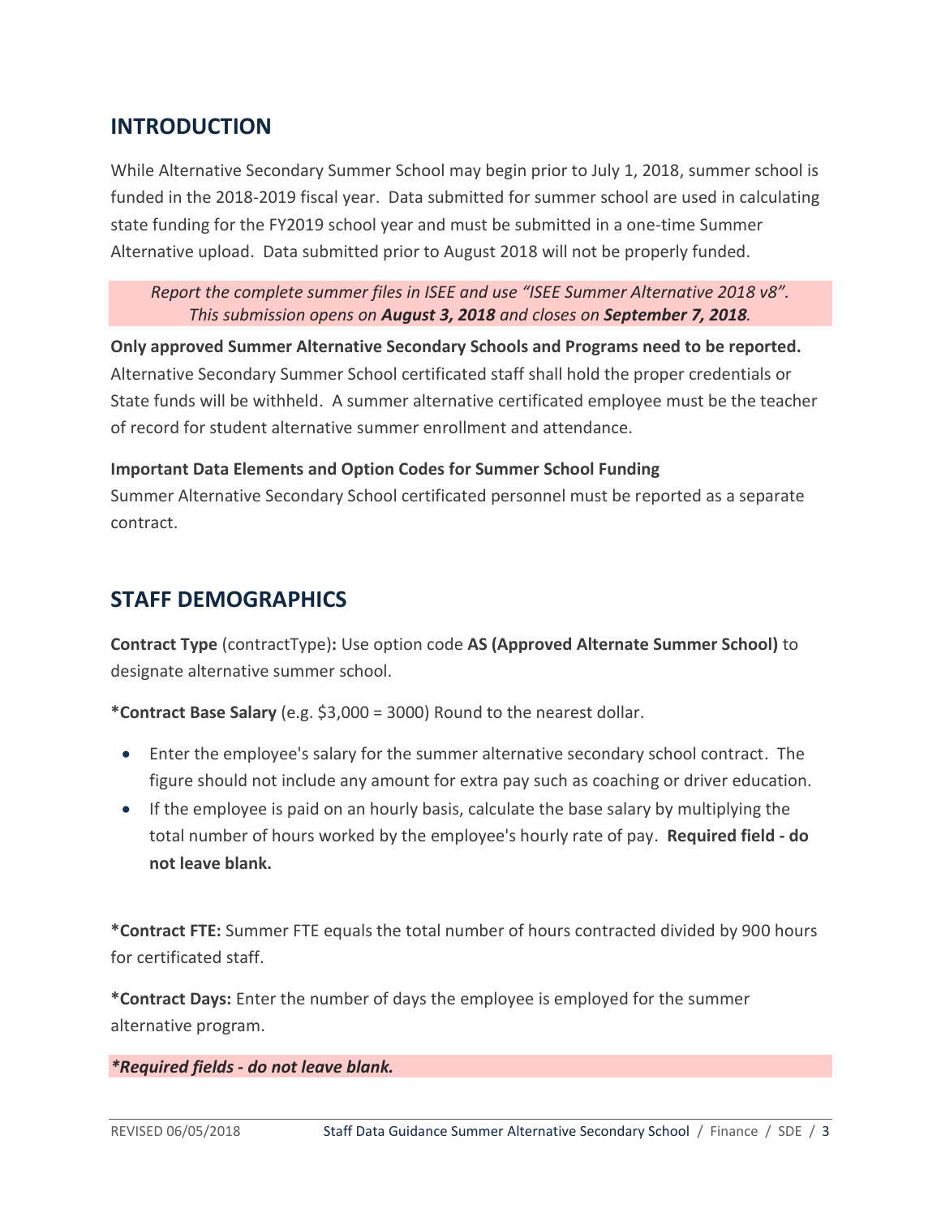## INTRODUCTION

While Alternative Secondary Summer School may begin prior to July 1, 2018, summer school is funded in the 2018-2019 fiscal year. Data submitted for summer school are used in calculating state funding for the FY2019 school year and must be submitted in a one-time Summer Alternative upload. Data submitted prior to August 2018 will not be properly funded.

*Report the complete summer files in ISEE and use "ISEE Summer Alternative 2018 v8". This submission opens on **August 3, 2018** and closes on **September 7, 2018**.*

**Only approved Summer Alternative Secondary Schools and Programs need to be reported.** Alternative Secondary Summer School certificated staff shall hold the proper credentials or State funds will be withheld. A summer alternative certificated employee must be the teacher of record for student alternative summer enrollment and attendance.

**Important Data Elements and Option Codes for Summer School Funding**
Summer Alternative Secondary School certificated personnel must be reported as a separate contract.

## STAFF DEMOGRAPHICS

**Contract Type** (contractType)**:** Use option code **AS (Approved Alternate Summer School)** to designate alternative summer school.

***Contract Base Salary** (e.g. $3,000 = 3000) Round to the nearest dollar.

- Enter the employee's salary for the summer alternative secondary school contract. The figure should not include any amount for extra pay such as coaching or driver education.
- If the employee is paid on an hourly basis, calculate the base salary by multiplying the total number of hours worked by the employee's hourly rate of pay. **Required field - do not leave blank.**

***Contract FTE:** Summer FTE equals the total number of hours contracted divided by 900 hours for certificated staff.

***Contract Days:** Enter the number of days the employee is employed for the summer alternative program.

***\*Required fields - do not leave blank.***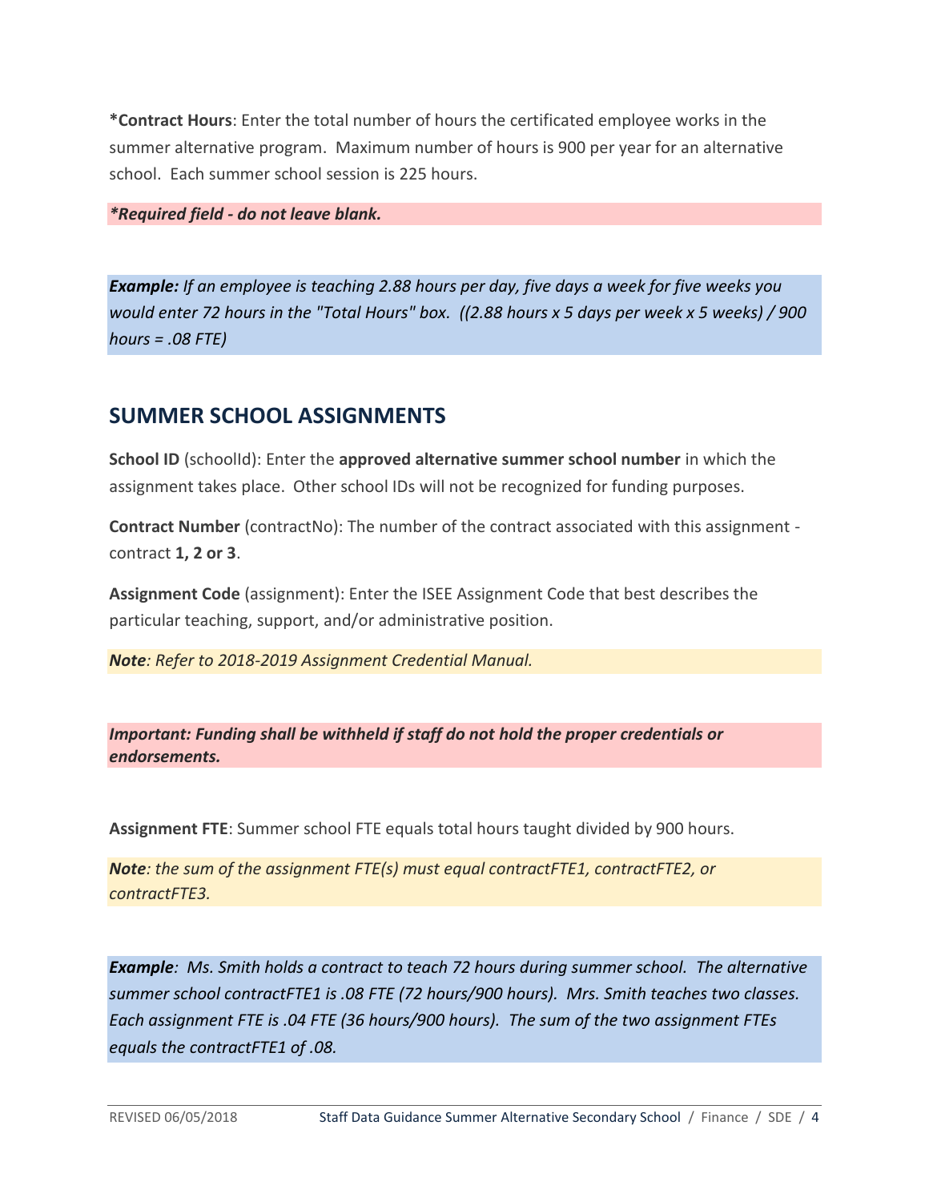**\*Contract Hours**: Enter the total number of hours the certificated employee works in the summer alternative program. Maximum number of hours is 900 per year for an alternative school. Each summer school session is 225 hours.

***\*Required field - do not leave blank.***

***Example:*** *If an employee is teaching 2.88 hours per day, five days a week for five weeks you would enter 72 hours in the "Total Hours" box. ((2.88 hours x 5 days per week x 5 weeks) / 900 hours = .08 FTE)*

## SUMMER SCHOOL ASSIGNMENTS

**School ID** (schoolId): Enter the **approved alternative summer school number** in which the assignment takes place. Other school IDs will not be recognized for funding purposes.

**Contract Number** (contractNo): The number of the contract associated with this assignment - contract **1, 2 or 3**.

**Assignment Code** (assignment): Enter the ISEE Assignment Code that best describes the particular teaching, support, and/or administrative position.

***Note****: Refer to 2018-2019 Assignment Credential Manual.*

***Important: Funding shall be withheld if staff do not hold the proper credentials or endorsements.***

**Assignment FTE**: Summer school FTE equals total hours taught divided by 900 hours.

***Note****: the sum of the assignment FTE(s) must equal contractFTE1, contractFTE2, or contractFTE3.*

***Example****: Ms. Smith holds a contract to teach 72 hours during summer school. The alternative summer school contractFTE1 is .08 FTE (72 hours/900 hours). Mrs. Smith teaches two classes. Each assignment FTE is .04 FTE (36 hours/900 hours). The sum of the two assignment FTEs equals the contractFTE1 of .08.*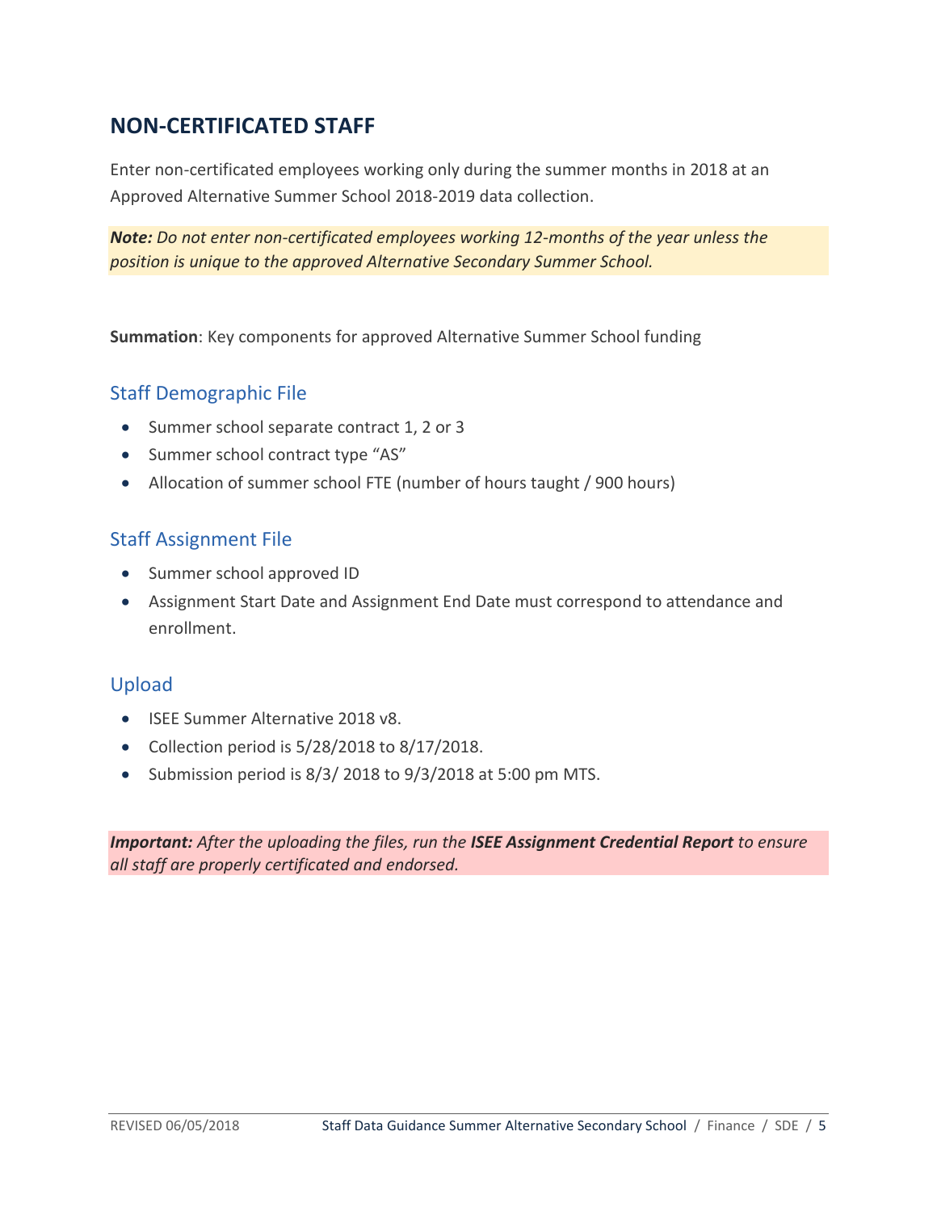## NON-CERTIFICATED STAFF

Enter non-certificated employees working only during the summer months in 2018 at an Approved Alternative Summer School 2018-2019 data collection.

***Note:*** *Do not enter non-certificated employees working 12-months of the year unless the position is unique to the approved Alternative Secondary Summer School.*

**Summation**: Key components for approved Alternative Summer School funding

### Staff Demographic File

- Summer school separate contract 1, 2 or 3
- Summer school contract type "AS"
- Allocation of summer school FTE (number of hours taught / 900 hours)

### Staff Assignment File

- Summer school approved ID
- Assignment Start Date and Assignment End Date must correspond to attendance and enrollment.

### Upload

- ISEE Summer Alternative 2018 v8.
- Collection period is 5/28/2018 to 8/17/2018.
- Submission period is 8/3/ 2018 to 9/3/2018 at 5:00 pm MTS.

***Important:*** *After the uploading the files, run the **ISEE Assignment Credential Report** to ensure all staff are properly certificated and endorsed.*